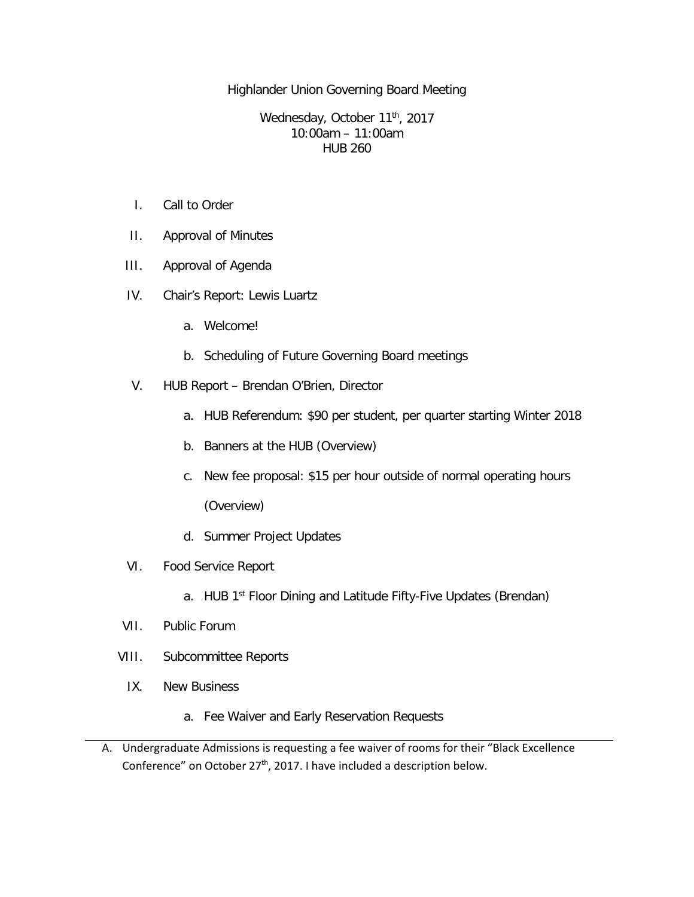Highlander Union Governing Board Meeting

Wednesday, October 11th, 2017
10:00am – 11:00am
HUB 260

I. Call to Order

II. Approval of Minutes

III. Approval of Agenda

IV. Chair's Report: Lewis Luartz

   a. Welcome!

   b. Scheduling of Future Governing Board meetings

V. HUB Report – Brendan O'Brien, Director

   a. HUB Referendum: $90 per student, per quarter starting Winter 2018

   b. Banners at the HUB (Overview)

   c. New fee proposal: $15 per hour outside of normal operating hours (Overview)

   d. Summer Project Updates

VI. Food Service Report

   a. HUB 1st Floor Dining and Latitude Fifty-Five Updates (Brendan)

VII. Public Forum

VIII. Subcommittee Reports

IX. New Business

   a. Fee Waiver and Early Reservation Requests

---

A. Undergraduate Admissions is requesting a fee waiver of rooms for their "Black Excellence Conference" on October 27th, 2017. I have included a description below.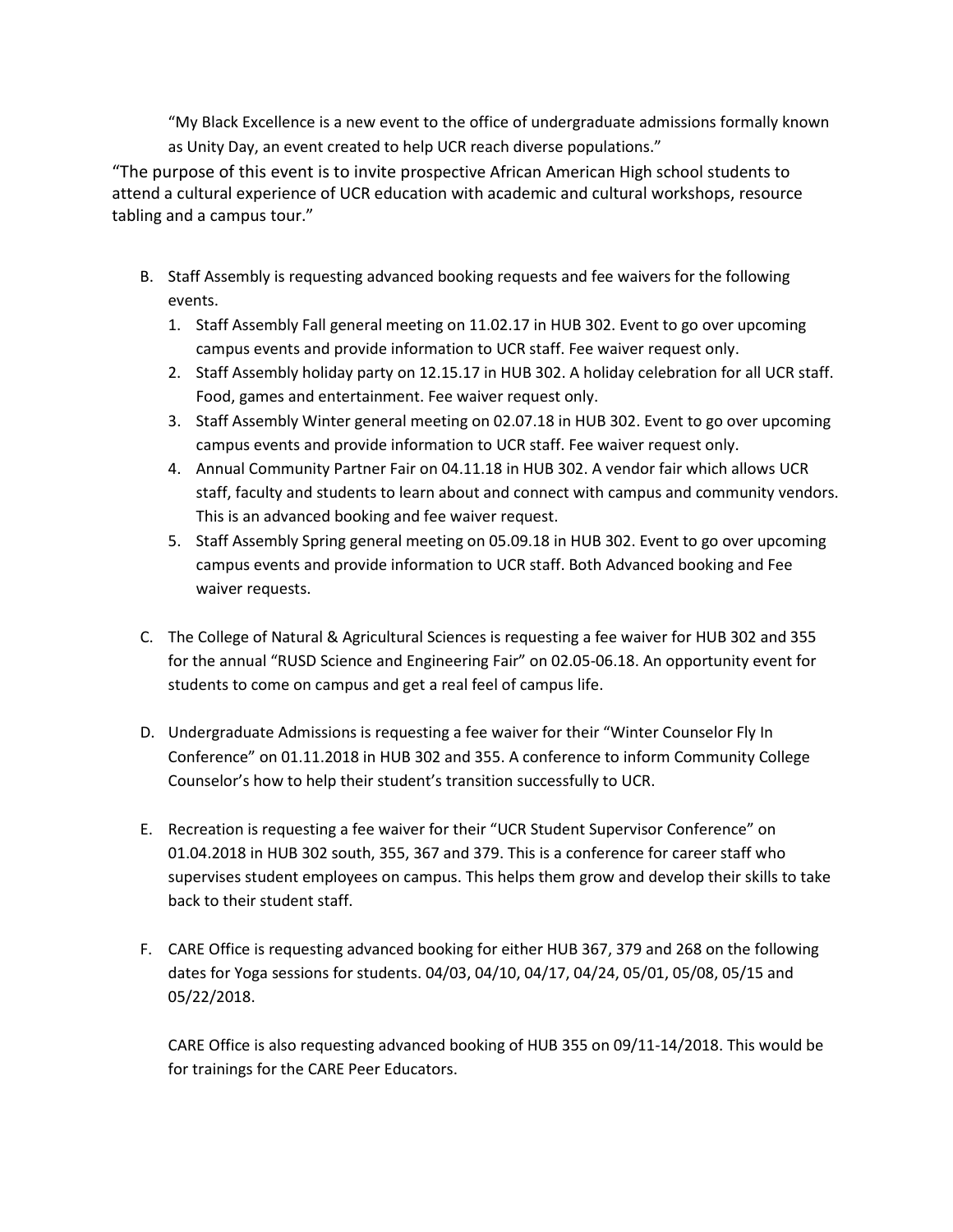"My Black Excellence is a new event to the office of undergraduate admissions formally known as Unity Day, an event created to help UCR reach diverse populations."

"The purpose of this event is to invite prospective African American High school students to attend a cultural experience of UCR education with academic and cultural workshops, resource tabling and a campus tour."

B. Staff Assembly is requesting advanced booking requests and fee waivers for the following events.
   1. Staff Assembly Fall general meeting on 11.02.17 in HUB 302. Event to go over upcoming campus events and provide information to UCR staff. Fee waiver request only.
   2. Staff Assembly holiday party on 12.15.17 in HUB 302. A holiday celebration for all UCR staff. Food, games and entertainment. Fee waiver request only.
   3. Staff Assembly Winter general meeting on 02.07.18 in HUB 302. Event to go over upcoming campus events and provide information to UCR staff. Fee waiver request only.
   4. Annual Community Partner Fair on 04.11.18 in HUB 302. A vendor fair which allows UCR staff, faculty and students to learn about and connect with campus and community vendors. This is an advanced booking and fee waiver request.
   5. Staff Assembly Spring general meeting on 05.09.18 in HUB 302. Event to go over upcoming campus events and provide information to UCR staff. Both Advanced booking and Fee waiver requests.

C. The College of Natural & Agricultural Sciences is requesting a fee waiver for HUB 302 and 355 for the annual "RUSD Science and Engineering Fair" on 02.05-06.18. An opportunity event for students to come on campus and get a real feel of campus life.

D. Undergraduate Admissions is requesting a fee waiver for their "Winter Counselor Fly In Conference" on 01.11.2018 in HUB 302 and 355. A conference to inform Community College Counselor's how to help their student's transition successfully to UCR.

E. Recreation is requesting a fee waiver for their "UCR Student Supervisor Conference" on 01.04.2018 in HUB 302 south, 355, 367 and 379. This is a conference for career staff who supervises student employees on campus. This helps them grow and develop their skills to take back to their student staff.

F. CARE Office is requesting advanced booking for either HUB 367, 379 and 268 on the following dates for Yoga sessions for students. 04/03, 04/10, 04/17, 04/24, 05/01, 05/08, 05/15 and 05/22/2018.

   CARE Office is also requesting advanced booking of HUB 355 on 09/11-14/2018. This would be for trainings for the CARE Peer Educators.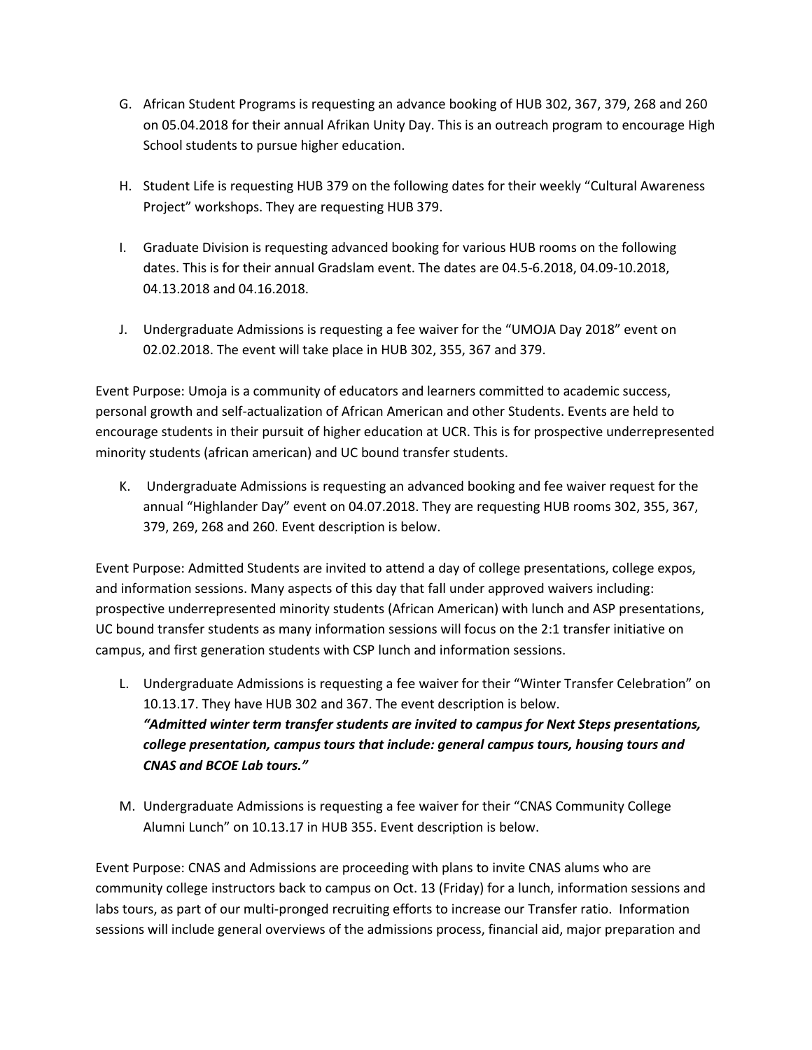G. African Student Programs is requesting an advance booking of HUB 302, 367, 379, 268 and 260 on 05.04.2018 for their annual Afrikan Unity Day. This is an outreach program to encourage High School students to pursue higher education.

H. Student Life is requesting HUB 379 on the following dates for their weekly "Cultural Awareness Project" workshops. They are requesting HUB 379.

I. Graduate Division is requesting advanced booking for various HUB rooms on the following dates. This is for their annual Gradslam event. The dates are 04.5-6.2018, 04.09-10.2018, 04.13.2018 and 04.16.2018.

J. Undergraduate Admissions is requesting a fee waiver for the "UMOJA Day 2018" event on 02.02.2018. The event will take place in HUB 302, 355, 367 and 379.

Event Purpose: Umoja is a community of educators and learners committed to academic success, personal growth and self-actualization of African American and other Students. Events are held to encourage students in their pursuit of higher education at UCR. This is for prospective underrepresented minority students (african american) and UC bound transfer students.

K. Undergraduate Admissions is requesting an advanced booking and fee waiver request for the annual "Highlander Day" event on 04.07.2018. They are requesting HUB rooms 302, 355, 367, 379, 269, 268 and 260. Event description is below.

Event Purpose: Admitted Students are invited to attend a day of college presentations, college expos, and information sessions. Many aspects of this day that fall under approved waivers including: prospective underrepresented minority students (African American) with lunch and ASP presentations, UC bound transfer students as many information sessions will focus on the 2:1 transfer initiative on campus, and first generation students with CSP lunch and information sessions.

L. Undergraduate Admissions is requesting a fee waiver for their "Winter Transfer Celebration" on 10.13.17. They have HUB 302 and 367. The event description is below.
***"Admitted winter term transfer students are invited to campus for Next Steps presentations, college presentation, campus tours that include: general campus tours, housing tours and CNAS and BCOE Lab tours."***

M. Undergraduate Admissions is requesting a fee waiver for their "CNAS Community College Alumni Lunch" on 10.13.17 in HUB 355. Event description is below.

Event Purpose: CNAS and Admissions are proceeding with plans to invite CNAS alums who are community college instructors back to campus on Oct. 13 (Friday) for a lunch, information sessions and labs tours, as part of our multi-pronged recruiting efforts to increase our Transfer ratio. Information sessions will include general overviews of the admissions process, financial aid, major preparation and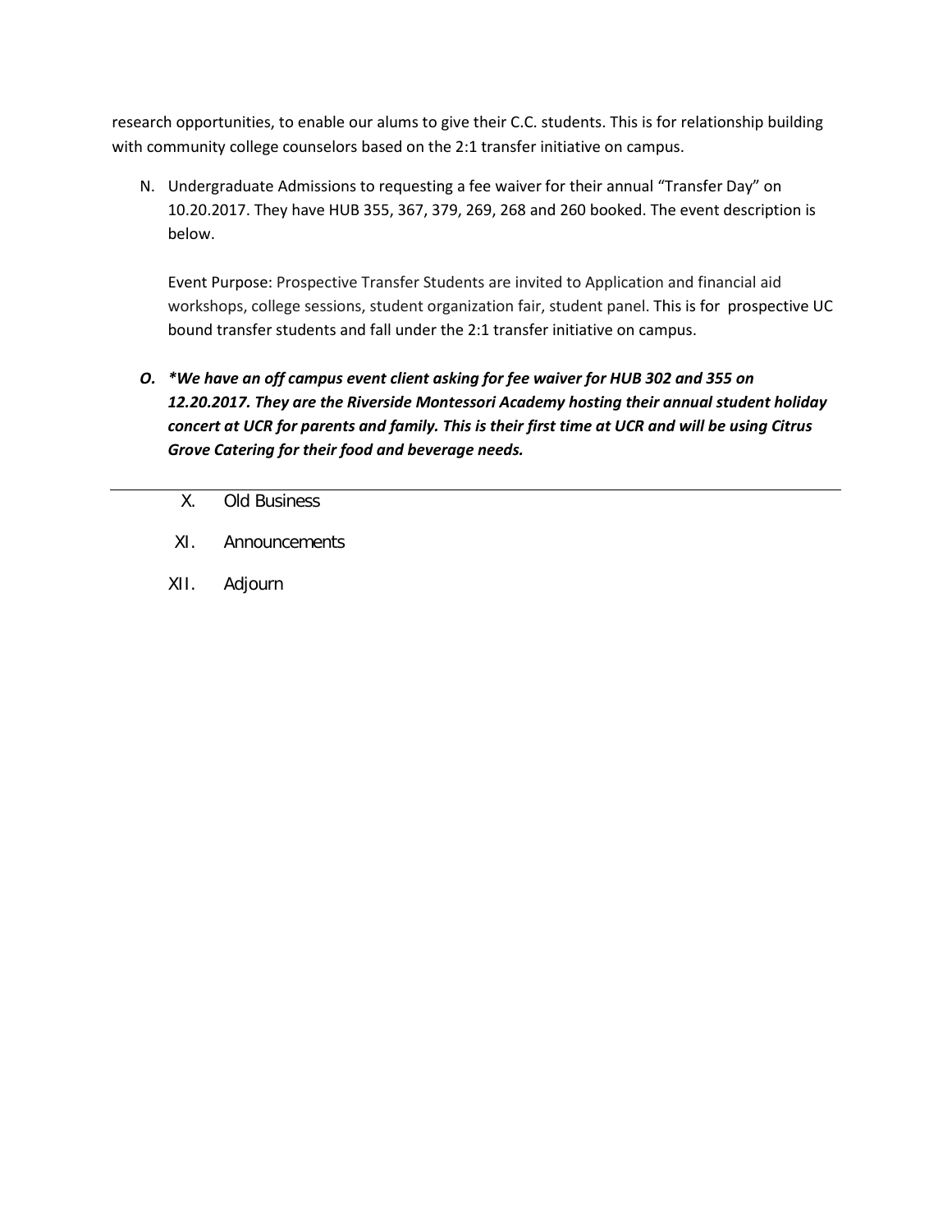research opportunities, to enable our alums to give their C.C. students. This is for relationship building with community college counselors based on the 2:1 transfer initiative on campus.

N. Undergraduate Admissions to requesting a fee waiver for their annual “Transfer Day” on 10.20.2017. They have HUB 355, 367, 379, 269, 268 and 260 booked. The event description is below.

   Event Purpose: Prospective Transfer Students are invited to Application and financial aid workshops, college sessions, student organization fair, student panel. This is for prospective UC bound transfer students and fall under the 2:1 transfer initiative on campus.

***O. *We have an off campus event client asking for fee waiver for HUB 302 and 355 on 12.20.2017. They are the Riverside Montessori Academy hosting their annual student holiday concert at UCR for parents and family. This is their first time at UCR and will be using Citrus Grove Catering for their food and beverage needs.***

---

X. Old Business

XI. Announcements

XII. Adjourn